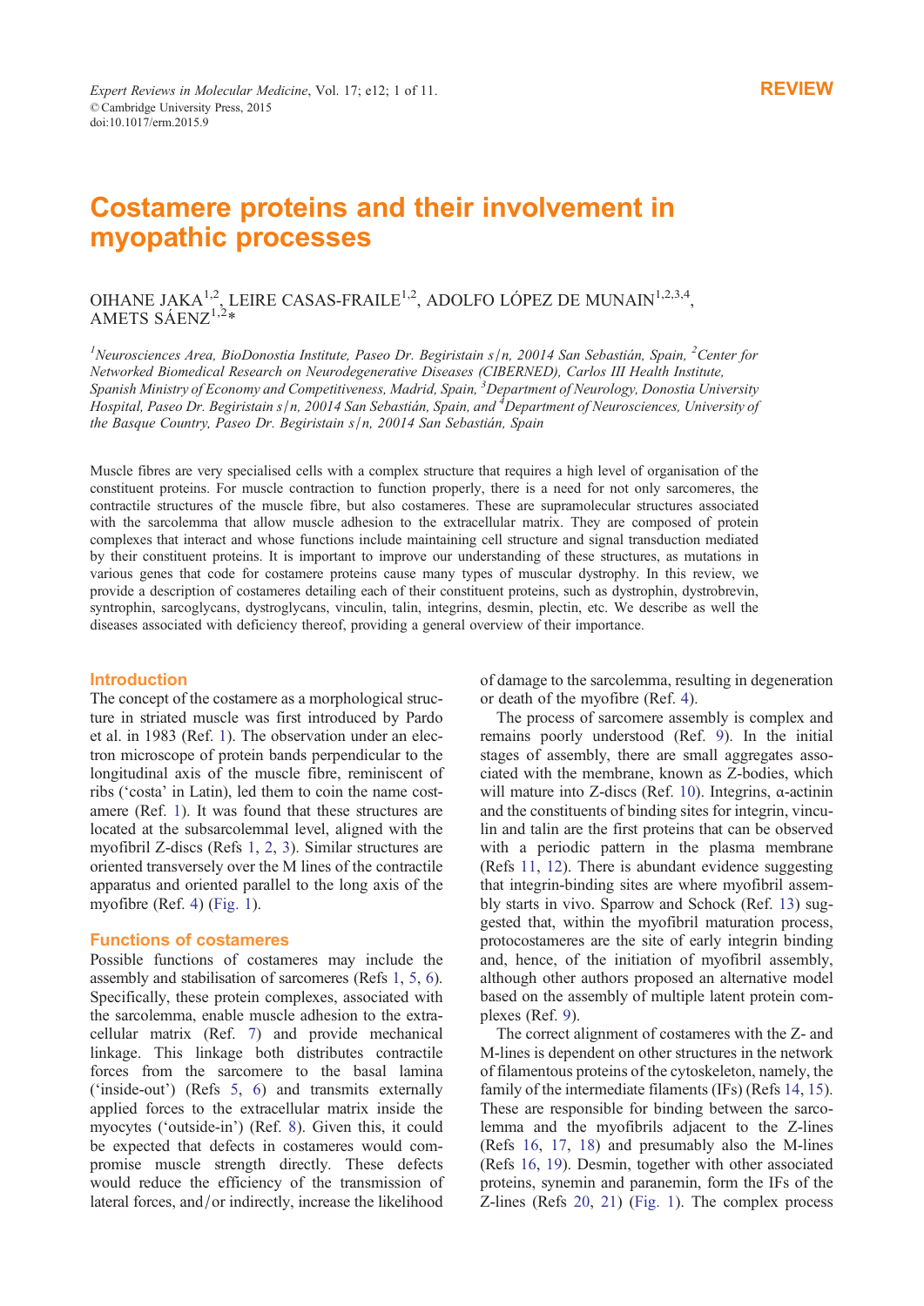REVIEW

# Costamere proteins and their involvement in myopathic processes

OIHANE JAKA[1,2], LEIRE CASAS-FRAILE[1,2], ADOLFO LÓPEZ DE MUNAIN[1,2,3,4], AMETS SÁENZ[1,2]*

[1]Neurosciences Area, BioDonostia Institute, Paseo Dr. Begiristain s/n, 20014 San Sebastián, Spain, [2]Center for Networked Biomedical Research on Neurodegenerative Diseases (CIBERNED), Carlos III Health Institute, Spanish Ministry of Economy and Competitiveness, Madrid, Spain, [3]Department of Neurology, Donostia University Hospital, Paseo Dr. Begiristain s/n, 20014 San Sebastián, Spain, and [4]Department of Neurosciences, University of the Basque Country, Paseo Dr. Begiristain s/n, 20014 San Sebastián, Spain

Muscle fibres are very specialised cells with a complex structure that requires a high level of organisation of the constituent proteins. For muscle contraction to function properly, there is a need for not only sarcomeres, the contractile structures of the muscle fibre, but also costameres. These are supramolecular structures associated with the sarcolemma that allow muscle adhesion to the extracellular matrix. They are composed of protein complexes that interact and whose functions include maintaining cell structure and signal transduction mediated by their constituent proteins. It is important to improve our understanding of these structures, as mutations in various genes that code for costamere proteins cause many types of muscular dystrophy. In this review, we provide a description of costameres detailing each of their constituent proteins, such as dystrophin, dystrobrevin, syntrophin, sarcoglycans, dystroglycans, vinculin, talin, integrins, desmin, plectin, etc. We describe as well the diseases associated with deficiency thereof, providing a general overview of their importance.

## Introduction

The concept of the costamere as a morphological structure in striated muscle was first introduced by Pardo et al. in 1983 (Ref. 1). The observation under an electron microscope of protein bands perpendicular to the longitudinal axis of the muscle fibre, reminiscent of ribs ('costa' in Latin), led them to coin the name costamere (Ref. 1). It was found that these structures are located at the subsarcolemmal level, aligned with the myofibril Z-discs (Refs 1, 2, 3). Similar structures are oriented transversely over the M lines of the contractile apparatus and oriented parallel to the long axis of the myofibre (Ref. 4) (Fig. 1).

## Functions of costameres

Possible functions of costameres may include the assembly and stabilisation of sarcomeres (Refs 1, 5, 6). Specifically, these protein complexes, associated with the sarcolemma, enable muscle adhesion to the extracellular matrix (Ref. 7) and provide mechanical linkage. This linkage both distributes contractile forces from the sarcomere to the basal lamina ('inside-out') (Refs 5, 6) and transmits externally applied forces to the extracellular matrix inside the myocytes ('outside-in') (Ref. 8). Given this, it could be expected that defects in costameres would compromise muscle strength directly. These defects would reduce the efficiency of the transmission of lateral forces, and/or indirectly, increase the likelihood of damage to the sarcolemma, resulting in degeneration or death of the myofibre (Ref. 4).

The process of sarcomere assembly is complex and remains poorly understood (Ref. 9). In the initial stages of assembly, there are small aggregates associated with the membrane, known as Z-bodies, which will mature into Z-discs (Ref. 10). Integrins, α-actinin and the constituents of binding sites for integrin, vinculin and talin are the first proteins that can be observed with a periodic pattern in the plasma membrane (Refs 11, 12). There is abundant evidence suggesting that integrin-binding sites are where myofibril assembly starts in vivo. Sparrow and Schock (Ref. 13) suggested that, within the myofibril maturation process, protocostameres are the site of early integrin binding and, hence, of the initiation of myofibril assembly, although other authors proposed an alternative model based on the assembly of multiple latent protein complexes (Ref. 9).

The correct alignment of costameres with the Z- and M-lines is dependent on other structures in the network of filamentous proteins of the cytoskeleton, namely, the family of the intermediate filaments (IFs) (Refs 14, 15). These are responsible for binding between the sarcolemma and the myofibrils adjacent to the Z-lines (Refs 16, 17, 18) and presumably also the M-lines (Refs 16, 19). Desmin, together with other associated proteins, synemin and paranemin, form the IFs of the Z-lines (Refs 20, 21) (Fig. 1). The complex process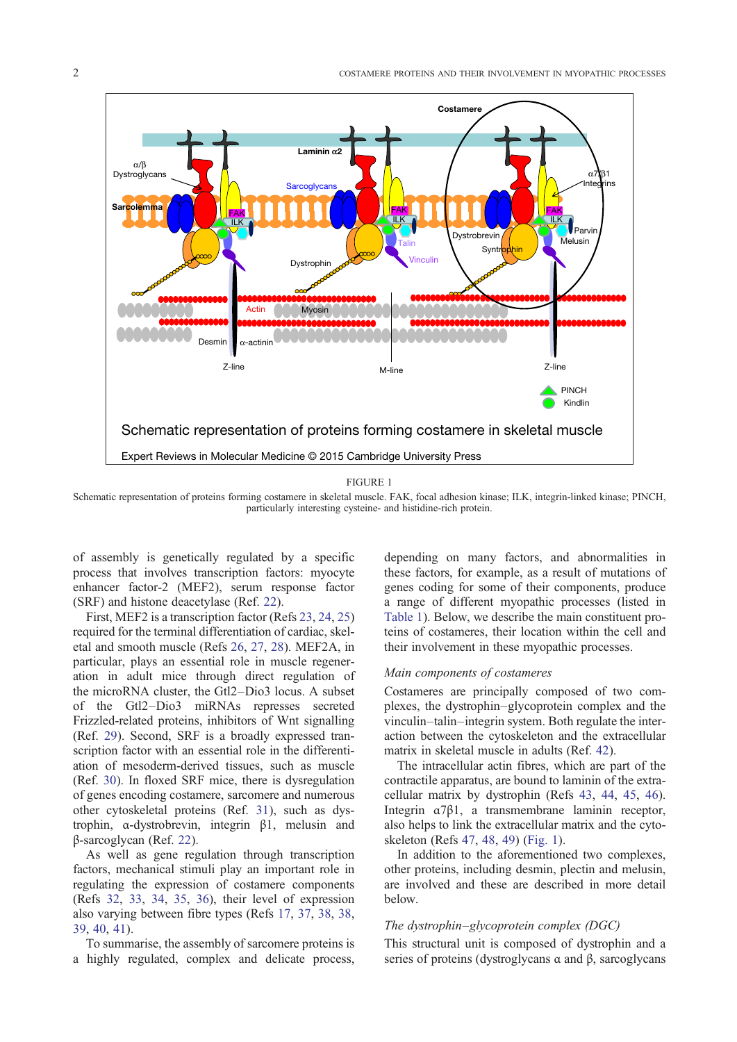FIGURE 1

Schematic representation of proteins forming costamere in skeletal muscle. FAK, focal adhesion kinase; ILK, integrin-linked kinase; PINCH, particularly interesting cysteine- and histidine-rich protein.

of assembly is genetically regulated by a specific process that involves transcription factors: myocyte enhancer factor-2 (MEF2), serum response factor (SRF) and histone deacetylase (Ref. 22).

First, MEF2 is a transcription factor (Refs 23, 24, 25) required for the terminal differentiation of cardiac, skeletal and smooth muscle (Refs 26, 27, 28). MEF2A, in particular, plays an essential role in muscle regeneration in adult mice through direct regulation of the microRNA cluster, the Gtl2–Dio3 locus. A subset of the Gtl2–Dio3 miRNAs represses secreted Frizzled-related proteins, inhibitors of Wnt signalling (Ref. 29). Second, SRF is a broadly expressed transcription factor with an essential role in the differentiation of mesoderm-derived tissues, such as muscle (Ref. 30). In floxed SRF mice, there is dysregulation of genes encoding costamere, sarcomere and numerous other cytoskeletal proteins (Ref. 31), such as dystrophin, α-dystrobrevin, integrin β1, melusin and β-sarcoglycan (Ref. 22).

As well as gene regulation through transcription factors, mechanical stimuli play an important role in regulating the expression of costamere components (Refs 32, 33, 34, 35, 36), their level of expression also varying between fibre types (Refs 17, 37, 38, 38, 39, 40, 41).

To summarise, the assembly of sarcomere proteins is a highly regulated, complex and delicate process, depending on many factors, and abnormalities in these factors, for example, as a result of mutations of genes coding for some of their components, produce a range of different myopathic processes (listed in Table 1). Below, we describe the main constituent proteins of costameres, their location within the cell and their involvement in these myopathic processes.

### *Main components of costameres*

Costameres are principally composed of two complexes, the dystrophin–glycoprotein complex and the vinculin–talin–integrin system. Both regulate the interaction between the cytoskeleton and the extracellular matrix in skeletal muscle in adults (Ref. 42).

The intracellular actin fibres, which are part of the contractile apparatus, are bound to laminin of the extracellular matrix by dystrophin (Refs 43, 44, 45, 46). Integrin α7β1, a transmembrane laminin receptor, also helps to link the extracellular matrix and the cytoskeleton (Refs 47, 48, 49) (Fig. 1).

In addition to the aforementioned two complexes, other proteins, including desmin, plectin and melusin, are involved and these are described in more detail below.

### *The dystrophin–glycoprotein complex (DGC)*

This structural unit is composed of dystrophin and a series of proteins (dystroglycans α and β, sarcoglycans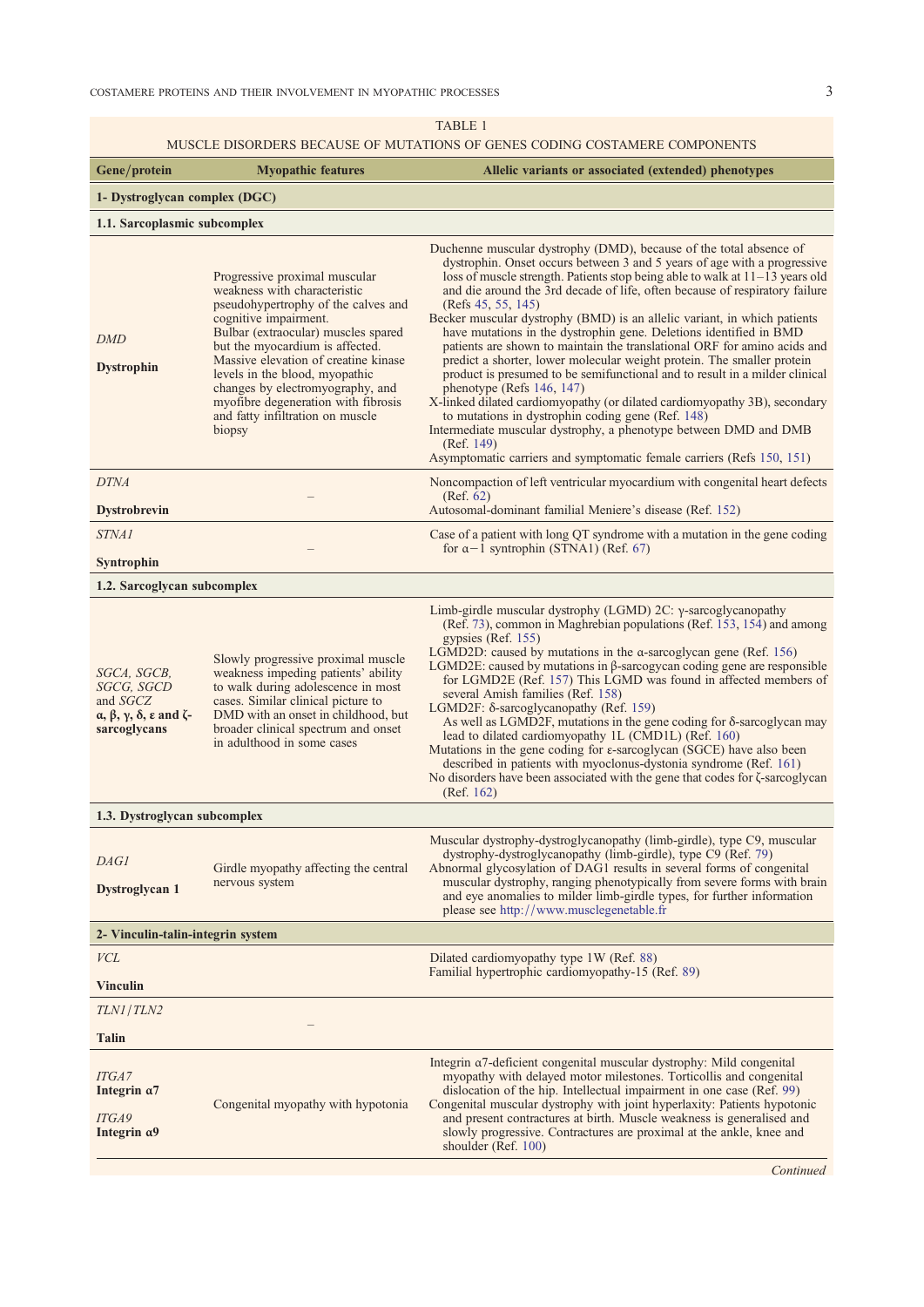TABLE 1

MUSCLE DISORDERS BECAUSE OF MUTATIONS OF GENES CODING COSTAMERE COMPONENTS

| Gene/protein | Myopathic features | Allelic variants or associated (extended) phenotypes |
|---|---|---|
| **1- Dystroglycan complex (DGC)** | | |
| **1.1. Sarcoplasmic subcomplex** | | |
| *DMD* **Dystrophin** | Progressive proximal muscular weakness with characteristic pseudohypertrophy of the calves and cognitive impairment. Bulbar (extraocular) muscles spared but the myocardium is affected. Massive elevation of creatine kinase levels in the blood, myopathic changes by electromyography, and myofibre degeneration with fibrosis and fatty infiltration on muscle biopsy | Duchenne muscular dystrophy (DMD), because of the total absence of dystrophin. Onset occurs between 3 and 5 years of age with a progressive loss of muscle strength. Patients stop being able to walk at 11–13 years old and die around the 3rd decade of life, often because of respiratory failure (Refs 45, 55, 145)<br>Becker muscular dystrophy (BMD) is an allelic variant, in which patients have mutations in the dystrophin gene. Deletions identified in BMD patients are shown to maintain the translational ORF for amino acids and predict a shorter, lower molecular weight protein. The smaller protein product is presumed to be semifunctional and to result in a milder clinical phenotype (Refs 146, 147)<br>X-linked dilated cardiomyopathy (or dilated cardiomyopathy 3B), secondary to mutations in dystrophin coding gene (Ref. 148)<br>Intermediate muscular dystrophy, a phenotype between DMD and DMB (Ref. 149)<br>Asymptomatic carriers and symptomatic female carriers (Refs 150, 151) |
| *DTNA* **Dystrobrevin** | – | Noncompaction of left ventricular myocardium with congenital heart defects (Ref. 62)<br>Autosomal-dominant familial Meniere's disease (Ref. 152) |
| *STNA1* **Syntrophin** | – | Case of a patient with long QT syndrome with a mutation in the gene coding for α−1 syntrophin (STNA1) (Ref. 67) |
| **1.2. Sarcoglycan subcomplex** | | |
| *SGCA, SGCB, SGCG, SGCD* and *SGCZ* **α, β, γ, δ, ε and ζ-sarcoglycans** | Slowly progressive proximal muscle weakness impeding patients' ability to walk during adolescence in most cases. Similar clinical picture to DMD with an onset in childhood, but broader clinical spectrum and onset in adulthood in some cases | Limb-girdle muscular dystrophy (LGMD) 2C: γ-sarcoglycanopathy (Ref. 73), common in Maghrebian populations (Ref. 153, 154) and among gypsies (Ref. 155)<br>LGMD2D: caused by mutations in the α-sarcoglycan gene (Ref. 156)<br>LGMD2E: caused by mutations in β-sarcoglycan coding gene are responsible for LGMD2E (Ref. 157) This LGMD was found in affected members of several Amish families (Ref. 158)<br>LGMD2F: δ-sarcoglycanopathy (Ref. 159)<br>As well as LGMD2F, mutations in the gene coding for δ-sarcoglycan may lead to dilated cardiomyopathy 1L (CMD1L) (Ref. 160)<br>Mutations in the gene coding for ε-sarcoglycan (SGCE) have also been described in patients with myoclonus-dystonia syndrome (Ref. 161)<br>No disorders have been associated with the gene that codes for ζ-sarcoglycan (Ref. 162) |
| **1.3. Dystroglycan subcomplex** | | |
| *DAG1* **Dystroglycan 1** | Girdle myopathy affecting the central nervous system | Muscular dystrophy-dystroglycanopathy (limb-girdle), type C9, muscular dystrophy-dystroglycanopathy (limb-girdle), type C9 (Ref. 79)<br>Abnormal glycosylation of DAG1 results in several forms of congenital muscular dystrophy, ranging phenotypically from severe forms with brain and eye anomalies to milder limb-girdle types, for further information please see http://www.musclegenetable.fr |
| **2- Vinculin-talin-integrin system** | | |
| *VCL* **Vinculin** | | Dilated cardiomyopathy type 1W (Ref. 88)<br>Familial hypertrophic cardiomyopathy-15 (Ref. 89) |
| *TLN1/TLN2* **Talin** | – | |
| *ITGA7* **Integrin α7**<br>*ITGA9* **Integrin α9** | Congenital myopathy with hypotonia | Integrin α7-deficient congenital muscular dystrophy: Mild congenital myopathy with delayed motor milestones. Torticollis and congenital dislocation of the hip. Intellectual impairment in one case (Ref. 99)<br>Congenital muscular dystrophy with joint hyperlaxity: Patients hypotonic and present contractures at birth. Muscle weakness is generalised and slowly progressive. Contractures are proximal at the ankle, knee and shoulder (Ref. 100) |

*Continued*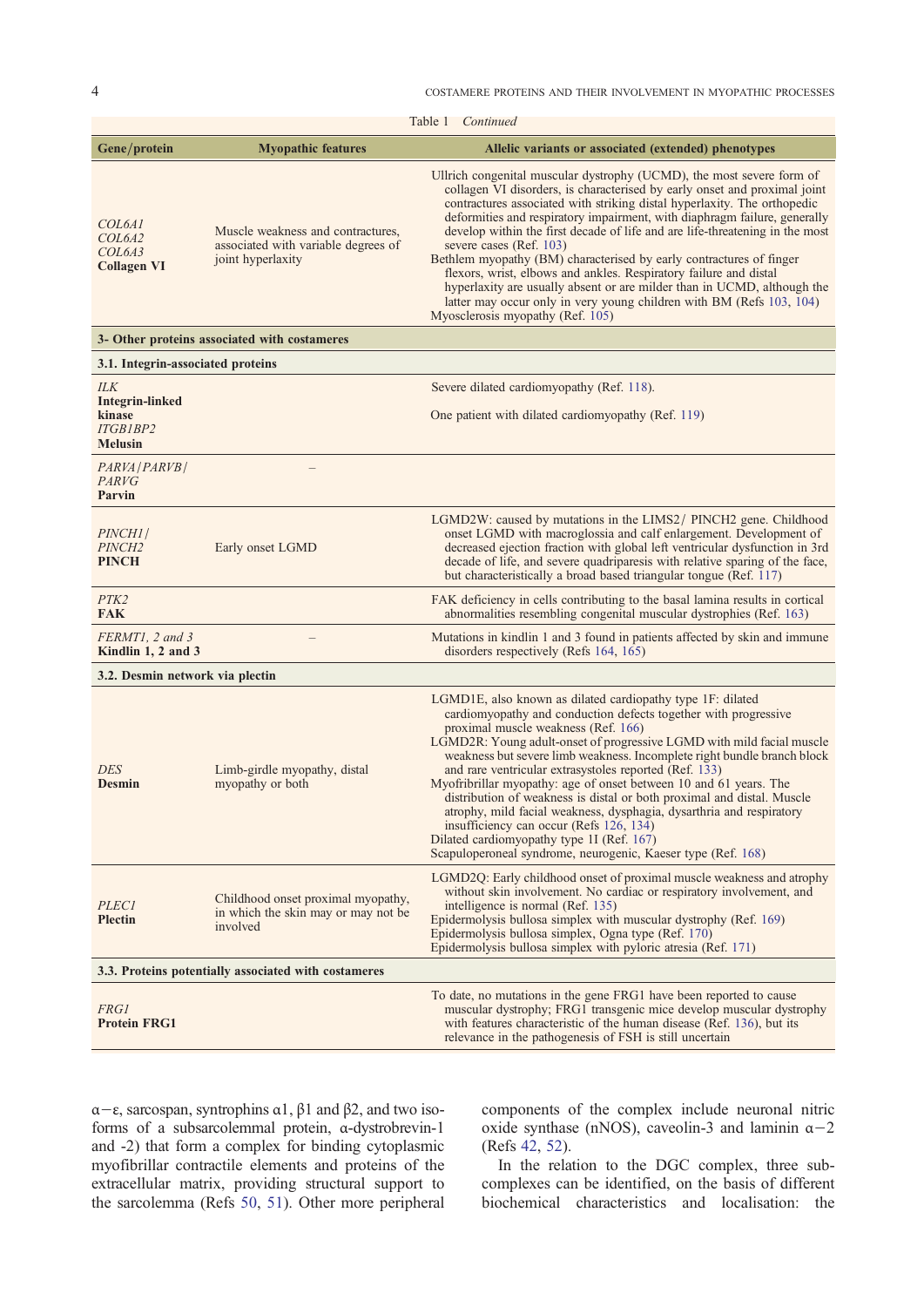Table 1 *Continued*

| Gene/protein | Myopathic features | Allelic variants or associated (extended) phenotypes |
|---|---|---|
| *COL6A1* *COL6A2* *COL6A3* **Collagen VI** | Muscle weakness and contractures, associated with variable degrees of joint hyperlaxity | Ullrich congenital muscular dystrophy (UCMD), the most severe form of collagen VI disorders, is characterised by early onset and proximal joint contractures associated with striking distal hyperlaxity. The orthopedic deformities and respiratory impairment, with diaphragm failure, generally develop within the first decade of life and are life-threatening in the most severe cases (Ref. 103)<br>Bethlem myopathy (BM) characterised by early contractures of finger flexors, wrist, elbows and ankles. Respiratory failure and distal hyperlaxity are usually absent or are milder than in UCMD, although the latter may occur only in very young children with BM (Refs 103, 104)<br>Myosclerosis myopathy (Ref. 105) |
| **3- Other proteins associated with costameres** | | |
| **3.1. Integrin-associated proteins** | | |
| *ILK* **Integrin-linked kinase** *ITGB1BP2* **Melusin** | | Severe dilated cardiomyopathy (Ref. 118).<br>One patient with dilated cardiomyopathy (Ref. 119) |
| *PARVA/PARVB/PARVG* **Parvin** | – | |
| *PINCH1/PINCH2* **PINCH** | Early onset LGMD | LGMD2W: caused by mutations in the LIMS2/ PINCH2 gene. Childhood onset LGMD with macroglossia and calf enlargement. Development of decreased ejection fraction with global left ventricular dysfunction in 3rd decade of life, and severe quadriparesis with relative sparing of the face, but characteristically a broad based triangular tongue (Ref. 117) |
| *PTK2* **FAK** | | FAK deficiency in cells contributing to the basal lamina results in cortical abnormalities resembling congenital muscular dystrophies (Ref. 163) |
| *FERMT1, 2 and 3* **Kindlin 1, 2 and 3** | – | Mutations in kindlin 1 and 3 found in patients affected by skin and immune disorders respectively (Refs 164, 165) |
| **3.2. Desmin network via plectin** | | |
| *DES* **Desmin** | Limb-girdle myopathy, distal myopathy or both | LGMD1E, also known as dilated cardiopathy type 1F: dilated cardiomyopathy and conduction defects together with progressive proximal muscle weakness (Ref. 166)<br>LGMD2R: Young adult-onset of progressive LGMD with mild facial muscle weakness but severe limb weakness. Incomplete right bundle branch block and rare ventricular extrasystoles reported (Ref. 133)<br>Myofribrillar myopathy: age of onset between 10 and 61 years. The distribution of weakness is distal or both proximal and distal. Muscle atrophy, mild facial weakness, dysphagia, dysarthria and respiratory insufficiency can occur (Refs 126, 134)<br>Dilated cardiomyopathy type 1I (Ref. 167)<br>Scapuloperoneal syndrome, neurogenic, Kaeser type (Ref. 168) |
| *PLEC1* **Plectin** | Childhood onset proximal myopathy, in which the skin may or may not be involved | LGMD2Q: Early childhood onset of proximal muscle weakness and atrophy without skin involvement. No cardiac or respiratory involvement, and intelligence is normal (Ref. 135)<br>Epidermolysis bullosa simplex with muscular dystrophy (Ref. 169)<br>Epidermolysis bullosa simplex, Ogna type (Ref. 170)<br>Epidermolysis bullosa simplex with pyloric atresia (Ref. 171) |
| **3.3. Proteins potentially associated with costameres** | | |
| *FRG1* **Protein FRG1** | | To date, no mutations in the gene FRG1 have been reported to cause muscular dystrophy; FRG1 transgenic mice develop muscular dystrophy with features characteristic of the human disease (Ref. 136), but its relevance in the pathogenesis of FSH is still uncertain |

α−ε, sarcospan, syntrophins α1, β1 and β2, and two isoforms of a subsarcolemmal protein, α-dystrobrevin-1 and -2) that form a complex for binding cytoplasmic myofibrillar contractile elements and proteins of the extracellular matrix, providing structural support to the sarcolemma (Refs 50, 51). Other more peripheral components of the complex include neuronal nitric oxide synthase (nNOS), caveolin-3 and laminin α−2 (Refs 42, 52).

In the relation to the DGC complex, three subcomplexes can be identified, on the basis of different biochemical characteristics and localisation: the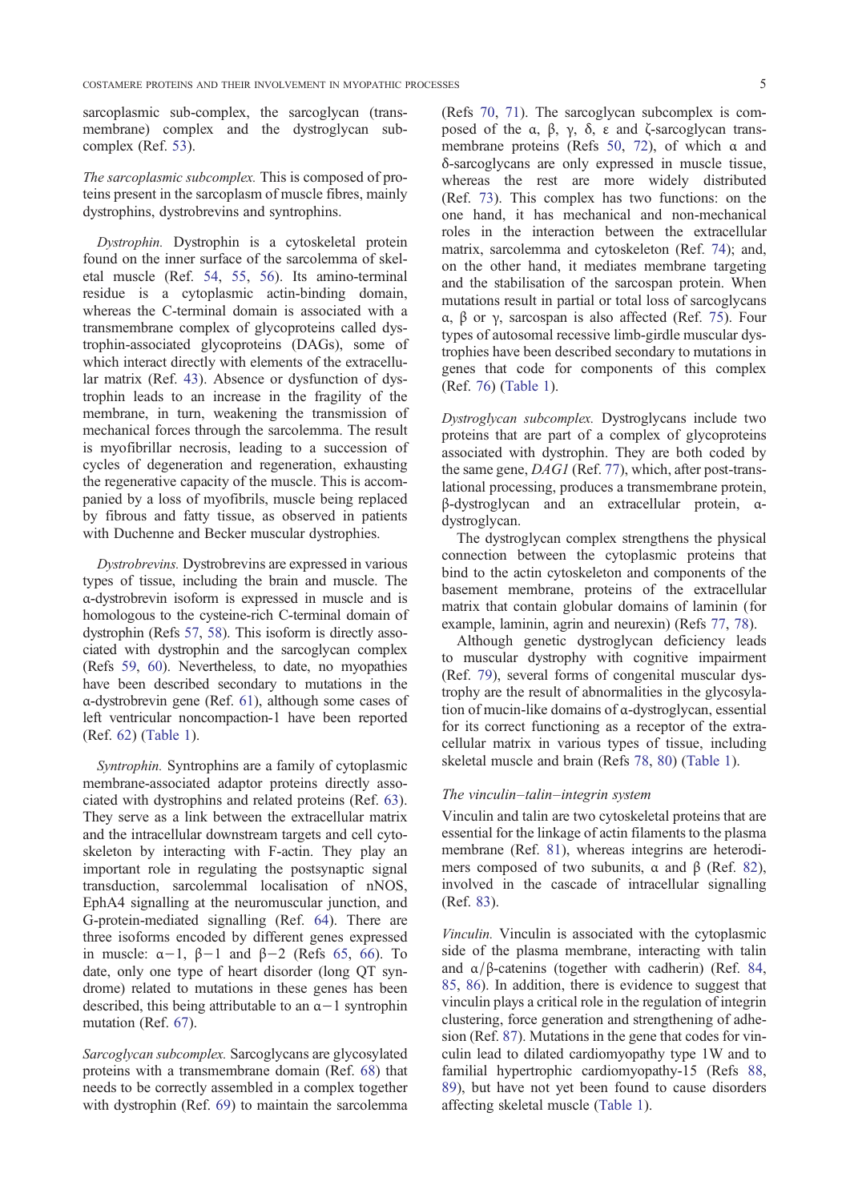sarcoplasmic sub-complex, the sarcoglycan (transmembrane) complex and the dystroglycan subcomplex (Ref. 53).

*The sarcoplasmic subcomplex.* This is composed of proteins present in the sarcoplasm of muscle fibres, mainly dystrophins, dystrobrevins and syntrophins.

*Dystrophin.* Dystrophin is a cytoskeletal protein found on the inner surface of the sarcolemma of skeletal muscle (Ref. 54, 55, 56). Its amino-terminal residue is a cytoplasmic actin-binding domain, whereas the C-terminal domain is associated with a transmembrane complex of glycoproteins called dystrophin-associated glycoproteins (DAGs), some of which interact directly with elements of the extracellular matrix (Ref. 43). Absence or dysfunction of dystrophin leads to an increase in the fragility of the membrane, in turn, weakening the transmission of mechanical forces through the sarcolemma. The result is myofibrillar necrosis, leading to a succession of cycles of degeneration and regeneration, exhausting the regenerative capacity of the muscle. This is accompanied by a loss of myofibrils, muscle being replaced by fibrous and fatty tissue, as observed in patients with Duchenne and Becker muscular dystrophies.

*Dystrobrevins.* Dystrobrevins are expressed in various types of tissue, including the brain and muscle. The α-dystrobrevin isoform is expressed in muscle and is homologous to the cysteine-rich C-terminal domain of dystrophin (Refs 57, 58). This isoform is directly associated with dystrophin and the sarcoglycan complex (Refs 59, 60). Nevertheless, to date, no myopathies have been described secondary to mutations in the α-dystrobrevin gene (Ref. 61), although some cases of left ventricular noncompaction-1 have been reported (Ref. 62) (Table 1).

*Syntrophin.* Syntrophins are a family of cytoplasmic membrane-associated adaptor proteins directly associated with dystrophins and related proteins (Ref. 63). They serve as a link between the extracellular matrix and the intracellular downstream targets and cell cytoskeleton by interacting with F-actin. They play an important role in regulating the postsynaptic signal transduction, sarcolemmal localisation of nNOS, EphA4 signalling at the neuromuscular junction, and G-protein-mediated signalling (Ref. 64). There are three isoforms encoded by different genes expressed in muscle: α−1, β−1 and β−2 (Refs 65, 66). To date, only one type of heart disorder (long QT syndrome) related to mutations in these genes has been described, this being attributable to an α−1 syntrophin mutation (Ref. 67).

*Sarcoglycan subcomplex.* Sarcoglycans are glycosylated proteins with a transmembrane domain (Ref. 68) that needs to be correctly assembled in a complex together with dystrophin (Ref. 69) to maintain the sarcolemma (Refs 70, 71). The sarcoglycan subcomplex is composed of the α, β, γ, δ, ε and ζ-sarcoglycan transmembrane proteins (Refs 50, 72), of which α and δ-sarcoglycans are only expressed in muscle tissue, whereas the rest are more widely distributed (Ref. 73). This complex has two functions: on the one hand, it has mechanical and non-mechanical roles in the interaction between the extracellular matrix, sarcolemma and cytoskeleton (Ref. 74); and, on the other hand, it mediates membrane targeting and the stabilisation of the sarcospan protein. When mutations result in partial or total loss of sarcoglycans α, β or γ, sarcospan is also affected (Ref. 75). Four types of autosomal recessive limb-girdle muscular dystrophies have been described secondary to mutations in genes that code for components of this complex (Ref. 76) (Table 1).

*Dystroglycan subcomplex.* Dystroglycans include two proteins that are part of a complex of glycoproteins associated with dystrophin. They are both coded by the same gene, *DAG1* (Ref. 77), which, after post-translational processing, produces a transmembrane protein, β-dystroglycan and an extracellular protein, α-dystroglycan.

The dystroglycan complex strengthens the physical connection between the cytoplasmic proteins that bind to the actin cytoskeleton and components of the basement membrane, proteins of the extracellular matrix that contain globular domains of laminin (for example, laminin, agrin and neurexin) (Refs 77, 78).

Although genetic dystroglycan deficiency leads to muscular dystrophy with cognitive impairment (Ref. 79), several forms of congenital muscular dystrophy are the result of abnormalities in the glycosylation of mucin-like domains of α-dystroglycan, essential for its correct functioning as a receptor of the extracellular matrix in various types of tissue, including skeletal muscle and brain (Refs 78, 80) (Table 1).

### The vinculin–talin–integrin system

Vinculin and talin are two cytoskeletal proteins that are essential for the linkage of actin filaments to the plasma membrane (Ref. 81), whereas integrins are heterodimers composed of two subunits, α and β (Ref. 82), involved in the cascade of intracellular signalling (Ref. 83).

*Vinculin.* Vinculin is associated with the cytoplasmic side of the plasma membrane, interacting with talin and α/β-catenins (together with cadherin) (Ref. 84, 85, 86). In addition, there is evidence to suggest that vinculin plays a critical role in the regulation of integrin clustering, force generation and strengthening of adhesion (Ref. 87). Mutations in the gene that codes for vinculin lead to dilated cardiomyopathy type 1W and to familial hypertrophic cardiomyopathy-15 (Refs 88, 89), but have not yet been found to cause disorders affecting skeletal muscle (Table 1).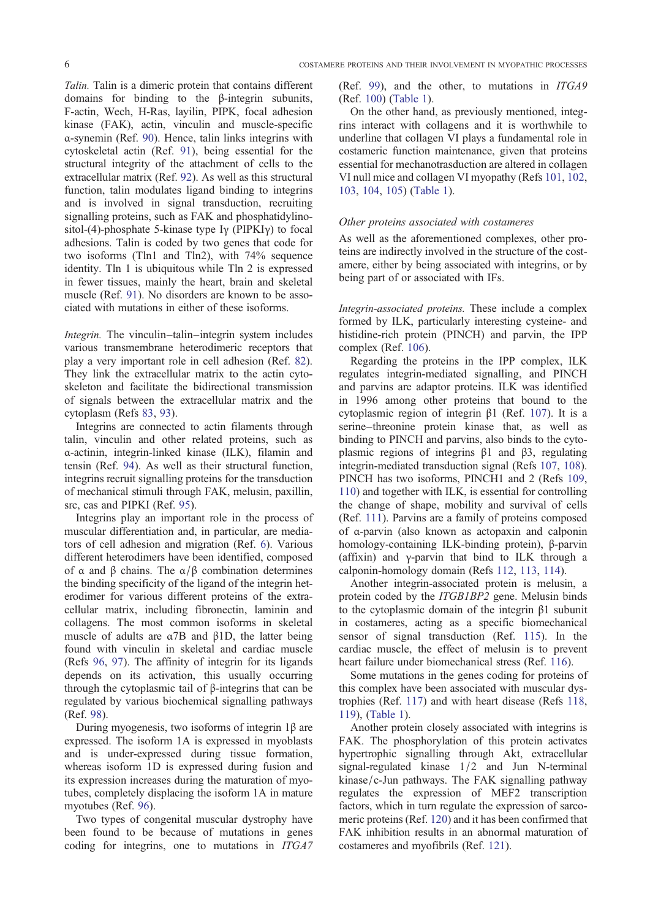*Talin.* Talin is a dimeric protein that contains different domains for binding to the β-integrin subunits, F-actin, Wech, H-Ras, layilin, PIPK, focal adhesion kinase (FAK), actin, vinculin and muscle-specific α-synemin (Ref. 90). Hence, talin links integrins with cytoskeletal actin (Ref. 91), being essential for the structural integrity of the attachment of cells to the extracellular matrix (Ref. 92). As well as this structural function, talin modulates ligand binding to integrins and is involved in signal transduction, recruiting signalling proteins, such as FAK and phosphatidylinositol-(4)-phosphate 5-kinase type Iγ (PIPKIγ) to focal adhesions. Talin is coded by two genes that code for two isoforms (Tln1 and Tln2), with 74% sequence identity. Tln 1 is ubiquitous while Tln 2 is expressed in fewer tissues, mainly the heart, brain and skeletal muscle (Ref. 91). No disorders are known to be associated with mutations in either of these isoforms.

*Integrin.* The vinculin–talin–integrin system includes various transmembrane heterodimeric receptors that play a very important role in cell adhesion (Ref. 82). They link the extracellular matrix to the actin cytoskeleton and facilitate the bidirectional transmission of signals between the extracellular matrix and the cytoplasm (Refs 83, 93).

Integrins are connected to actin filaments through talin, vinculin and other related proteins, such as α-actinin, integrin-linked kinase (ILK), filamin and tensin (Ref. 94). As well as their structural function, integrins recruit signalling proteins for the transduction of mechanical stimuli through FAK, melusin, paxillin, src, cas and PIPKI (Ref. 95).

Integrins play an important role in the process of muscular differentiation and, in particular, are mediators of cell adhesion and migration (Ref. 6). Various different heterodimers have been identified, composed of α and β chains. The α/β combination determines the binding specificity of the ligand of the integrin heterodimer for various different proteins of the extracellular matrix, including fibronectin, laminin and collagens. The most common isoforms in skeletal muscle of adults are α7B and β1D, the latter being found with vinculin in skeletal and cardiac muscle (Refs 96, 97). The affinity of integrin for its ligands depends on its activation, this usually occurring through the cytoplasmic tail of β-integrins that can be regulated by various biochemical signalling pathways (Ref. 98).

During myogenesis, two isoforms of integrin 1β are expressed. The isoform 1A is expressed in myoblasts and is under-expressed during tissue formation, whereas isoform 1D is expressed during fusion and its expression increases during the maturation of myotubes, completely displacing the isoform 1A in mature myotubes (Ref. 96).

Two types of congenital muscular dystrophy have been found to be because of mutations in genes coding for integrins, one to mutations in *ITGA7* (Ref. 99), and the other, to mutations in *ITGA9* (Ref. 100) (Table 1).

On the other hand, as previously mentioned, integrins interact with collagens and it is worthwhile to underline that collagen VI plays a fundamental role in costameric function maintenance, given that proteins essential for mechanotrasduction are altered in collagen VI null mice and collagen VI myopathy (Refs 101, 102, 103, 104, 105) (Table 1).

### Other proteins associated with costameres

As well as the aforementioned complexes, other proteins are indirectly involved in the structure of the costamere, either by being associated with integrins, or by being part of or associated with IFs.

*Integrin-associated proteins.* These include a complex formed by ILK, particularly interesting cysteine- and histidine-rich protein (PINCH) and parvin, the IPP complex (Ref. 106).

Regarding the proteins in the IPP complex, ILK regulates integrin-mediated signalling, and PINCH and parvins are adaptor proteins. ILK was identified in 1996 among other proteins that bound to the cytoplasmic region of integrin β1 (Ref. 107). It is a serine–threonine protein kinase that, as well as binding to PINCH and parvins, also binds to the cytoplasmic regions of integrins β1 and β3, regulating integrin-mediated transduction signal (Refs 107, 108). PINCH has two isoforms, PINCH1 and 2 (Refs 109, 110) and together with ILK, is essential for controlling the change of shape, mobility and survival of cells (Ref. 111). Parvins are a family of proteins composed of α-parvin (also known as actopaxin and calponin homology-containing ILK-binding protein), β-parvin (affixin) and γ-parvin that bind to ILK through a calponin-homology domain (Refs 112, 113, 114).

Another integrin-associated protein is melusin, a protein coded by the *ITGB1BP2* gene. Melusin binds to the cytoplasmic domain of the integrin β1 subunit in costameres, acting as a specific biomechanical sensor of signal transduction (Ref. 115). In the cardiac muscle, the effect of melusin is to prevent heart failure under biomechanical stress (Ref. 116).

Some mutations in the genes coding for proteins of this complex have been associated with muscular dystrophies (Ref. 117) and with heart disease (Refs 118, 119), (Table 1).

Another protein closely associated with integrins is FAK. The phosphorylation of this protein activates hypertrophic signalling through Akt, extracellular signal-regulated kinase 1/2 and Jun N-terminal kinase/c-Jun pathways. The FAK signalling pathway regulates the expression of MEF2 transcription factors, which in turn regulate the expression of sarcomeric proteins (Ref. 120) and it has been confirmed that FAK inhibition results in an abnormal maturation of costameres and myofibrils (Ref. 121).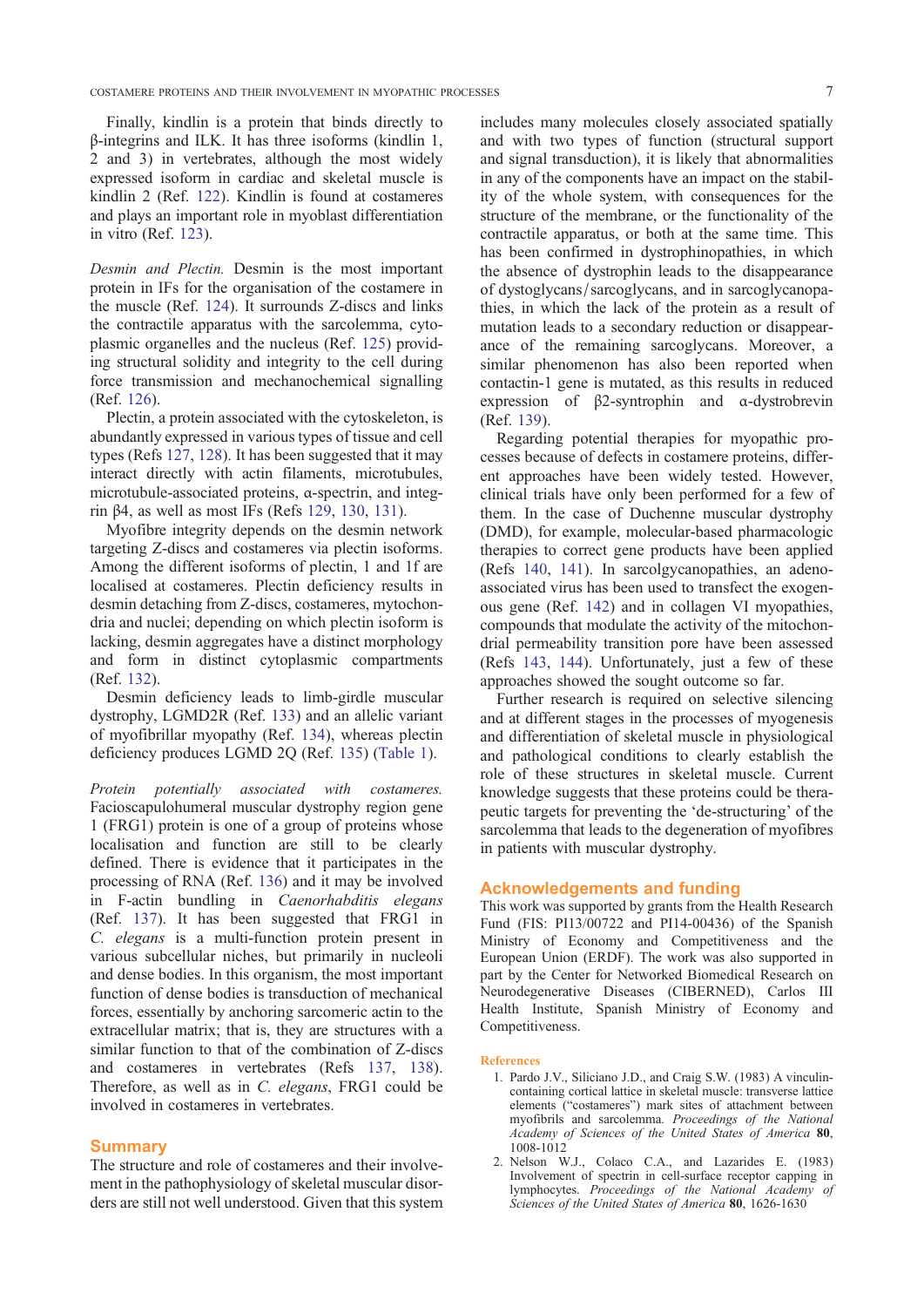Finally, kindlin is a protein that binds directly to β-integrins and ILK. It has three isoforms (kindlin 1, 2 and 3) in vertebrates, although the most widely expressed isoform in cardiac and skeletal muscle is kindlin 2 (Ref. 122). Kindlin is found at costameres and plays an important role in myoblast differentiation in vitro (Ref. 123).

*Desmin and Plectin.* Desmin is the most important protein in IFs for the organisation of the costamere in the muscle (Ref. 124). It surrounds Z-discs and links the contractile apparatus with the sarcolemma, cytoplasmic organelles and the nucleus (Ref. 125) providing structural solidity and integrity to the cell during force transmission and mechanochemical signalling (Ref. 126).

Plectin, a protein associated with the cytoskeleton, is abundantly expressed in various types of tissue and cell types (Refs 127, 128). It has been suggested that it may interact directly with actin filaments, microtubules, microtubule-associated proteins, α-spectrin, and integrin β4, as well as most IFs (Refs 129, 130, 131).

Myofibre integrity depends on the desmin network targeting Z-discs and costameres via plectin isoforms. Among the different isoforms of plectin, 1 and 1f are localised at costameres. Plectin deficiency results in desmin detaching from Z-discs, costameres, mytochondria and nuclei; depending on which plectin isoform is lacking, desmin aggregates have a distinct morphology and form in distinct cytoplasmic compartments (Ref. 132).

Desmin deficiency leads to limb-girdle muscular dystrophy, LGMD2R (Ref. 133) and an allelic variant of myofibrillar myopathy (Ref. 134), whereas plectin deficiency produces LGMD 2Q (Ref. 135) (Table 1).

*Protein potentially associated with costameres.* Facioscapulohumeral muscular dystrophy region gene 1 (FRG1) protein is one of a group of proteins whose localisation and function are still to be clearly defined. There is evidence that it participates in the processing of RNA (Ref. 136) and it may be involved in F-actin bundling in *Caenorhabditis elegans* (Ref. 137). It has been suggested that FRG1 in *C. elegans* is a multi-function protein present in various subcellular niches, but primarily in nucleoli and dense bodies. In this organism, the most important function of dense bodies is transduction of mechanical forces, essentially by anchoring sarcomeric actin to the extracellular matrix; that is, they are structures with a similar function to that of the combination of Z-discs and costameres in vertebrates (Refs 137, 138). Therefore, as well as in *C. elegans*, FRG1 could be involved in costameres in vertebrates.

## Summary

The structure and role of costameres and their involvement in the pathophysiology of skeletal muscular disorders are still not well understood. Given that this system includes many molecules closely associated spatially and with two types of function (structural support and signal transduction), it is likely that abnormalities in any of the components have an impact on the stability of the whole system, with consequences for the structure of the membrane, or the functionality of the contractile apparatus, or both at the same time. This has been confirmed in dystrophinopathies, in which the absence of dystrophin leads to the disappearance of dystoglycans/sarcoglycans, and in sarcoglycanopathies, in which the lack of the protein as a result of mutation leads to a secondary reduction or disappearance of the remaining sarcoglycans. Moreover, a similar phenomenon has also been reported when contactin-1 gene is mutated, as this results in reduced expression of β2-syntrophin and α-dystrobrevin (Ref. 139).

Regarding potential therapies for myopathic processes because of defects in costamere proteins, different approaches have been widely tested. However, clinical trials have only been performed for a few of them. In the case of Duchenne muscular dystrophy (DMD), for example, molecular-based pharmacologic therapies to correct gene products have been applied (Refs 140, 141). In sarcolgycanopathies, an adeno-associated virus has been used to transfect the exogenous gene (Ref. 142) and in collagen VI myopathies, compounds that modulate the activity of the mitochondrial permeability transition pore have been assessed (Refs 143, 144). Unfortunately, just a few of these approaches showed the sought outcome so far.

Further research is required on selective silencing and at different stages in the processes of myogenesis and differentiation of skeletal muscle in physiological and pathological conditions to clearly establish the role of these structures in skeletal muscle. Current knowledge suggests that these proteins could be therapeutic targets for preventing the 'de-structuring' of the sarcolemma that leads to the degeneration of myofibres in patients with muscular dystrophy.

## Acknowledgements and funding

This work was supported by grants from the Health Research Fund (FIS: PI13/00722 and PI14-00436) of the Spanish Ministry of Economy and Competitiveness and the European Union (ERDF). The work was also supported in part by the Center for Networked Biomedical Research on Neurodegenerative Diseases (CIBERNED), Carlos III Health Institute, Spanish Ministry of Economy and Competitiveness.

## References

1. Pardo J.V., Siliciano J.D., and Craig S.W. (1983) A vinculin-containing cortical lattice in skeletal muscle: transverse lattice elements ("costameres") mark sites of attachment between myofibrils and sarcolemma. *Proceedings of the National Academy of Sciences of the United States of America* **80**, 1008-1012
2. Nelson W.J., Colaco C.A., and Lazarides E. (1983) Involvement of spectrin in cell-surface receptor capping in lymphocytes. *Proceedings of the National Academy of Sciences of the United States of America* **80**, 1626-1630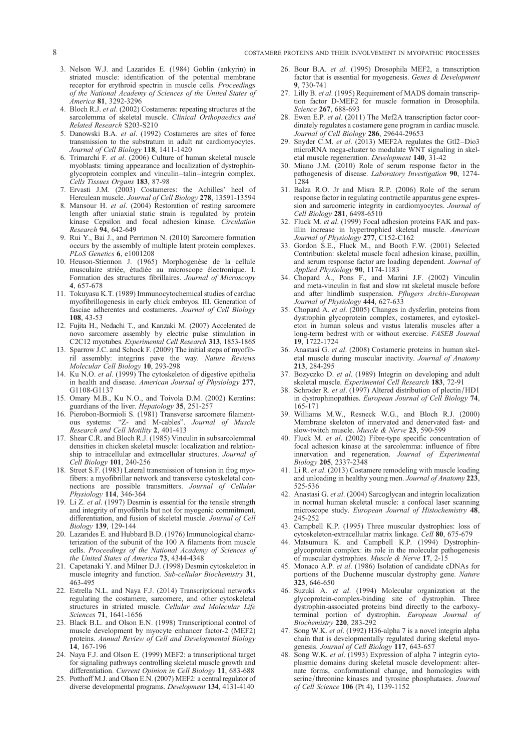3. Nelson W.J. and Lazarides E. (1984) Goblin (ankyrin) in striated muscle: identification of the potential membrane receptor for erythroid spectrin in muscle cells. *Proceedings of the National Academy of Sciences of the United States of America* **81**, 3292-3296
4. Bloch R.J. *et al*. (2002) Costameres: repeating structures at the sarcolemma of skeletal muscle. *Clinical Orthopaedics and Related Research* S203-S210
5. Danowski B.A. *et al*. (1992) Costameres are sites of force transmission to the substratum in adult rat cardiomyocytes. *Journal of Cell Biology* **118**, 1411-1420
6. Trimarchi F. *et al*. (2006) Culture of human skeletal muscle myoblasts: timing appearance and localization of dystrophin-glycoprotein complex and vinculin–talin–integrin complex. *Cells Tissues Organs* **183**, 87-98
7. Ervasti J.M. (2003) Costameres: the Achilles' heel of Herculean muscle. *Journal of Cell Biology* **278**, 13591-13594
8. Mansour H. *et al*. (2004) Restoration of resting sarcomere length after uniaxial static strain is regulated by protein kinase Cepsilon and focal adhesion kinase. *Circulation Research* **94**, 642-649
9. Rui Y., Bai J., and Perrimon N. (2010) Sarcomere formation occurs by the assembly of multiple latent protein complexes. *PLoS Genetics* **6**, e1001208
10. Heuson-Stiennon J. (1965) Morphogenése de la cellule musculaire striée, étudiée au microscope électronique. I. Formation des structures fibrillaires. *Journal of Microscopy* **4**, 657-678
11. Tokuyasu K.T. (1989) Immunocytochemical studies of cardiac myofibrillogenesis in early chick embryos. III. Generation of fasciae adherentes and costameres. *Journal of Cell Biology* **108**, 43-53
12. Fujita H., Nedachi T., and Kanzaki M. (2007) Accelerated de novo sarcomere assembly by electric pulse stimulation in C2C12 myotubes. *Experimental Cell Research* **313**, 1853-1865
13. Sparrow J.C. and Schock F. (2009) The initial steps of myofibril assembly: integrins pave the way. *Nature Reviews Molecular Cell Biology* **10**, 293-298
14. Ku N.O. *et al*. (1999) The cytoskeleton of digestive epithelia in health and disease. *American Journal of Physiology* **277**, G1108-G1137
15. Omary M.B., Ku N.O., and Toivola D.M. (2002) Keratins: guardians of the liver. *Hepatology* **35**, 251-257
16. Pierobon-Bormioli S. (1981) Transverse sarcomere filamentous systems: "Z- and M-cables". *Journal of Muscle Research and Cell Motility* **2**, 401-413
17. Shear C.R. and Bloch R.J. (1985) Vinculin in subsarcolemmal densities in chicken skeletal muscle: localization and relationship to intracellular and extracellular structures. *Journal of Cell Biology* **101**, 240-256
18. Street S.F. (1983) Lateral transmission of tension in frog myofibers: a myofibrillar network and transverse cytoskeletal connections are possible transmitters. *Journal of Cellular Physiology* **114**, 346-364
19. Li Z. *et al*. (1997) Desmin is essential for the tensile strength and integrity of myofibrils but not for myogenic commitment, differentiation, and fusion of skeletal muscle. *Journal of Cell Biology* **139**, 129-144
20. Lazarides E. and Hubbard B.D. (1976) Immunological characterization of the subunit of the 100 A filaments from muscle cells. *Proceedings of the National Academy of Sciences of the United States of America* **73**, 4344-4348
21. Capetanaki Y. and Milner D.J. (1998) Desmin cytoskeleton in muscle integrity and function. *Sub-cellular Biochemistry* **31**, 463-495
22. Estrella N.L. and Naya F.J. (2014) Transcriptional networks regulating the costamere, sarcomere, and other cytoskeletal structures in striated muscle. *Cellular and Molecular Life Sciences* **71**, 1641-1656
23. Black B.L. and Olson E.N. (1998) Transcriptional control of muscle development by myocyte enhancer factor-2 (MEF2) proteins. *Annual Review of Cell and Developmental Biology* **14**, 167-196
24. Naya F.J. and Olson E. (1999) MEF2: a transcriptional target for signaling pathways controlling skeletal muscle growth and differentiation. *Current Opinion in Cell Biology* **11**, 683-688
25. Potthoff M.J. and Olson E.N. (2007) MEF2: a central regulator of diverse developmental programs. *Development* **134**, 4131-4140
26. Bour B.A. *et al*. (1995) Drosophila MEF2, a transcription factor that is essential for myogenesis. *Genes & Development* **9**, 730-741
27. Lilly B. *et al*. (1995) Requirement of MADS domain transcription factor D-MEF2 for muscle formation in Drosophila. *Science* **267**, 688-693
28. Ewen E.P. *et al*. (2011) The Mef2A transcription factor coordinately regulates a costamere gene program in cardiac muscle. *Journal of Cell Biology* **286**, 29644-29653
29. Snyder C.M. *et al*. (2013) MEF2A regulates the Gtl2–Dio3 microRNA mega-cluster to modulate WNT signaling in skeletal muscle regeneration. *Development* **140**, 31-42
30. Miano J.M. (2010) Role of serum response factor in the pathogenesis of disease. *Laboratory Investigation* **90**, 1274-1284
31. Balza R.O. Jr and Misra R.P. (2006) Role of the serum response factor in regulating contractile apparatus gene expression and sarcomeric integrity in cardiomyocytes. *Journal of Cell Biology* **281**, 6498-6510
32. Fluck M. *et al*. (1999) Focal adhesion proteins FAK and paxillin increase in hypertrophied skeletal muscle. *American Journal of Physiology* **277**, C152-C162
33. Gordon S.E., Fluck M., and Booth F.W. (2001) Selected Contribution: skeletal muscle focal adhesion kinase, paxillin, and serum response factor are loading dependent. *Journal of Applied Physiology* **90**, 1174-1183
34. Chopard A., Pons F., and Marini J.F. (2002) Vinculin and meta-vinculin in fast and slow rat skeletal muscle before and after hindlimb suspension. *Pflugers Archiv-European Journal of Physiology* **444**, 627-633
35. Chopard A. *et al*. (2005) Changes in dysferlin, proteins from dystrophin glycoprotein complex, costameres, and cytoskeleton in human soleus and vastus lateralis muscles after a long-term bedrest with or without exercise. *FASEB Journal* **19**, 1722-1724
36. Anastasi G. *et al*. (2008) Costameric proteins in human skeletal muscle during muscular inactivity. *Journal of Anatomy* **213**, 284-295
37. Bozyczko D. *et al*. (1989) Integrin on developing and adult skeletal muscle. *Experimental Cell Research* **183**, 72-91
38. Schroder R. *et al*. (1997) Altered distribution of plectin/HD1 in dystrophinopathies. *European Journal of Cell Biology* **74**, 165-171
39. Williams M.W., Resneck W.G., and Bloch R.J. (2000) Membrane skeleton of innervated and denervated fast- and slow-twitch muscle. *Muscle & Nerve* **23**, 590-599
40. Fluck M. *et al*. (2002) Fibre-type specific concentration of focal adhesion kinase at the sarcolemma: influence of fibre innervation and regeneration. *Journal of Experimental Biology* **205**, 2337-2348
41. Li R. *et al*. (2013) Costamere remodeling with muscle loading and unloading in healthy young men. *Journal of Anatomy* **223**, 525-536
42. Anastasi G. *et al*. (2004) Sarcoglycan and integrin localization in normal human skeletal muscle: a confocal laser scanning microscope study. *European Journal of Histochemistry* **48**, 245-252
43. Campbell K.P. (1995) Three muscular dystrophies: loss of cytoskeleton-extracellular matrix linkage. *Cell* **80**, 675-679
44. Matsumura K. and Campbell K.P. (1994) Dystrophin-glycoprotein complex: its role in the molecular pathogenesis of muscular dystrophies. *Muscle & Nerve* **17**, 2-15
45. Monaco A.P. *et al*. (1986) Isolation of candidate cDNAs for portions of the Duchenne muscular dystrophy gene. *Nature* **323**, 646-650
46. Suzuki A. *et al*. (1994) Molecular organization at the glycoprotein-complex-binding site of dystrophin. Three dystrophin-associated proteins bind directly to the carboxy-terminal portion of dystrophin. *European Journal of Biochemistry* **220**, 283-292
47. Song W.K. *et al*. (1992) H36-alpha 7 is a novel integrin alpha chain that is developmentally regulated during skeletal myogenesis. *Journal of Cell Biology* **117**, 643-657
48. Song W.K. *et al*. (1993) Expression of alpha 7 integrin cytoplasmic domains during skeletal muscle development: alternate forms, conformational change, and homologies with serine/threonine kinases and tyrosine phosphatases. *Journal of Cell Science* **106** (Pt 4), 1139-1152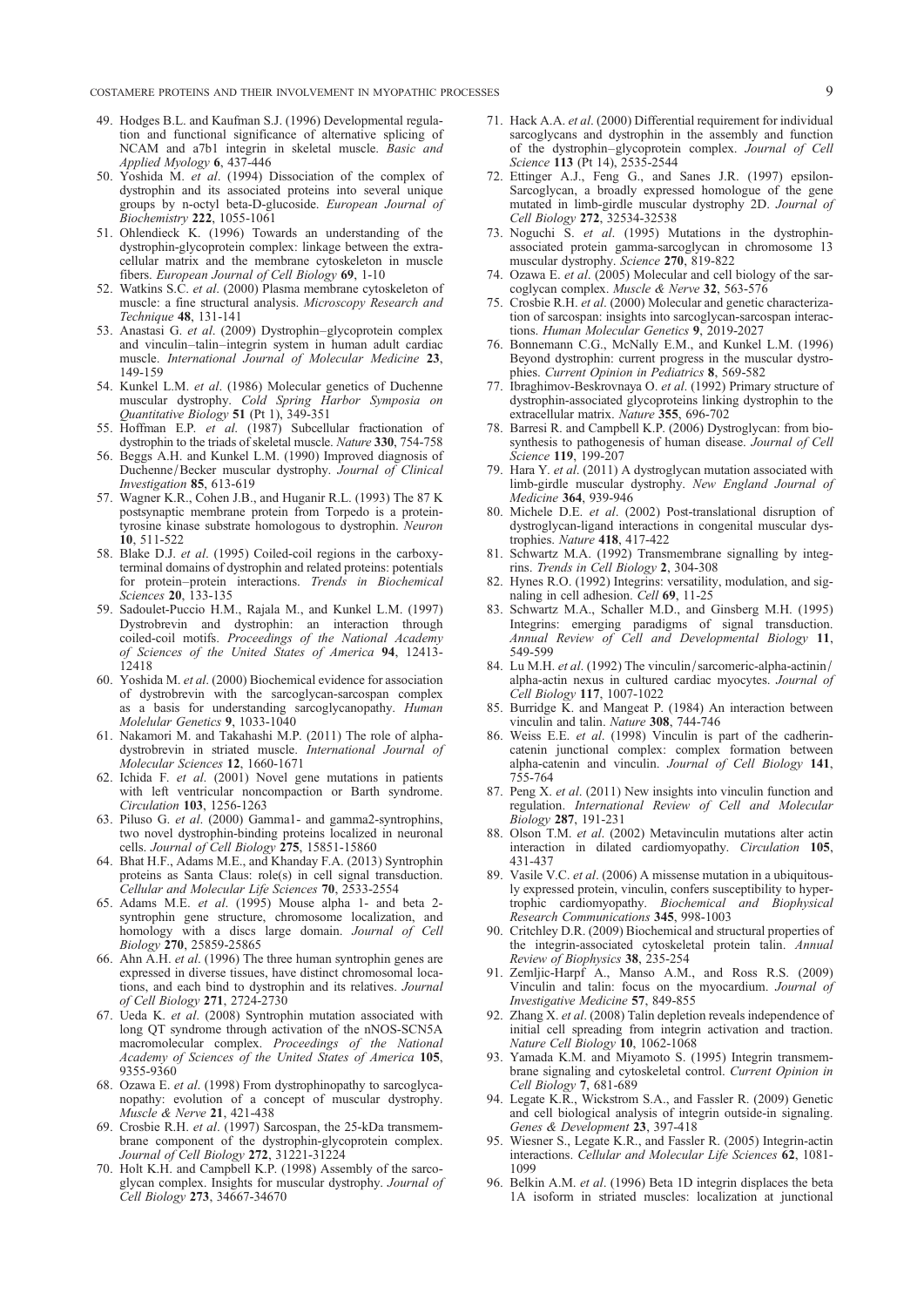49. Hodges B.L. and Kaufman S.J. (1996) Developmental regulation and functional significance of alternative splicing of NCAM and a7b1 integrin in skeletal muscle. *Basic and Applied Myology* **6**, 437-446
50. Yoshida M. *et al*. (1994) Dissociation of the complex of dystrophin and its associated proteins into several unique groups by n-octyl beta-D-glucoside. *European Journal of Biochemistry* **222**, 1055-1061
51. Ohlendieck K. (1996) Towards an understanding of the dystrophin-glycoprotein complex: linkage between the extracellular matrix and the membrane cytoskeleton in muscle fibers. *European Journal of Cell Biology* **69**, 1-10
52. Watkins S.C. *et al*. (2000) Plasma membrane cytoskeleton of muscle: a fine structural analysis. *Microscopy Research and Technique* **48**, 131-141
53. Anastasi G. *et al*. (2009) Dystrophin–glycoprotein complex and vinculin–talin–integrin system in human adult cardiac muscle. *International Journal of Molecular Medicine* **23**, 149-159
54. Kunkel L.M. *et al*. (1986) Molecular genetics of Duchenne muscular dystrophy. *Cold Spring Harbor Symposia on Quantitative Biology* **51** (Pt 1), 349-351
55. Hoffman E.P. *et al*. (1987) Subcellular fractionation of dystrophin to the triads of skeletal muscle. *Nature* **330**, 754-758
56. Beggs A.H. and Kunkel L.M. (1990) Improved diagnosis of Duchenne/Becker muscular dystrophy. *Journal of Clinical Investigation* **85**, 613-619
57. Wagner K.R., Cohen J.B., and Huganir R.L. (1993) The 87 K postsynaptic membrane protein from Torpedo is a protein-tyrosine kinase substrate homologous to dystrophin. *Neuron* **10**, 511-522
58. Blake D.J. *et al*. (1995) Coiled-coil regions in the carboxy-terminal domains of dystrophin and related proteins: potentials for protein–protein interactions. *Trends in Biochemical Sciences* **20**, 133-135
59. Sadoulet-Puccio H.M., Rajala M., and Kunkel L.M. (1997) Dystrobrevin and dystrophin: an interaction through coiled-coil motifs. *Proceedings of the National Academy of Sciences of the United States of America* **94**, 12413-12418
60. Yoshida M. *et al*. (2000) Biochemical evidence for association of dystrobrevin with the sarcoglycan-sarcospan complex as a basis for understanding sarcoglycanopathy. *Human Molelular Genetics* **9**, 1033-1040
61. Nakamori M. and Takahashi M.P. (2011) The role of alpha-dystrobrevin in striated muscle. *International Journal of Molecular Sciences* **12**, 1660-1671
62. Ichida F. *et al*. (2001) Novel gene mutations in patients with left ventricular noncompaction or Barth syndrome. *Circulation* **103**, 1256-1263
63. Piluso G. *et al*. (2000) Gamma1- and gamma2-syntrophins, two novel dystrophin-binding proteins localized in neuronal cells. *Journal of Cell Biology* **275**, 15851-15860
64. Bhat H.F., Adams M.E., and Khanday F.A. (2013) Syntrophin proteins as Santa Claus: role(s) in cell signal transduction. *Cellular and Molecular Life Sciences* **70**, 2533-2554
65. Adams M.E. *et al*. (1995) Mouse alpha 1- and beta 2-syntrophin gene structure, chromosome localization, and homology with a discs large domain. *Journal of Cell Biology* **270**, 25859-25865
66. Ahn A.H. *et al*. (1996) The three human syntrophin genes are expressed in diverse tissues, have distinct chromosomal locations, and each bind to dystrophin and its relatives. *Journal of Cell Biology* **271**, 2724-2730
67. Ueda K. *et al*. (2008) Syntrophin mutation associated with long QT syndrome through activation of the nNOS-SCN5A macromolecular complex. *Proceedings of the National Academy of Sciences of the United States of America* **105**, 9355-9360
68. Ozawa E. *et al*. (1998) From dystrophinopathy to sarcoglycanopathy: evolution of a concept of muscular dystrophy. *Muscle & Nerve* **21**, 421-438
69. Crosbie R.H. *et al*. (1997) Sarcospan, the 25-kDa transmembrane component of the dystrophin-glycoprotein complex. *Journal of Cell Biology* **272**, 31221-31224
70. Holt K.H. and Campbell K.P. (1998) Assembly of the sarcoglycan complex. Insights for muscular dystrophy. *Journal of Cell Biology* **273**, 34667-34670
71. Hack A.A. *et al*. (2000) Differential requirement for individual sarcoglycans and dystrophin in the assembly and function of the dystrophin–glycoprotein complex. *Journal of Cell Science* **113** (Pt 14), 2535-2544
72. Ettinger A.J., Feng G., and Sanes J.R. (1997) epsilon-Sarcoglycan, a broadly expressed homologue of the gene mutated in limb-girdle muscular dystrophy 2D. *Journal of Cell Biology* **272**, 32534-32538
73. Noguchi S. *et al*. (1995) Mutations in the dystrophin-associated protein gamma-sarcoglycan in chromosome 13 muscular dystrophy. *Science* **270**, 819-822
74. Ozawa E. *et al*. (2005) Molecular and cell biology of the sarcoglycan complex. *Muscle & Nerve* **32**, 563-576
75. Crosbie R.H. *et al*. (2000) Molecular and genetic characterization of sarcospan: insights into sarcoglycan-sarcospan interactions. *Human Molecular Genetics* **9**, 2019-2027
76. Bonnemann C.G., McNally E.M., and Kunkel L.M. (1996) Beyond dystrophin: current progress in the muscular dystrophies. *Current Opinion in Pediatrics* **8**, 569-582
77. Ibraghimov-Beskrovnaya O. *et al*. (1992) Primary structure of dystrophin-associated glycoproteins linking dystrophin to the extracellular matrix. *Nature* **355**, 696-702
78. Barresi R. and Campbell K.P. (2006) Dystroglycan: from biosynthesis to pathogenesis of human disease. *Journal of Cell Science* **119**, 199-207
79. Hara Y. *et al*. (2011) A dystroglycan mutation associated with limb-girdle muscular dystrophy. *New England Journal of Medicine* **364**, 939-946
80. Michele D.E. *et al*. (2002) Post-translational disruption of dystroglycan-ligand interactions in congenital muscular dystrophies. *Nature* **418**, 417-422
81. Schwartz M.A. (1992) Transmembrane signalling by integrins. *Trends in Cell Biology* **2**, 304-308
82. Hynes R.O. (1992) Integrins: versatility, modulation, and signaling in cell adhesion. *Cell* **69**, 11-25
83. Schwartz M.A., Schaller M.D., and Ginsberg M.H. (1995) Integrins: emerging paradigms of signal transduction. *Annual Review of Cell and Developmental Biology* **11**, 549-599
84. Lu M.H. *et al*. (1992) The vinculin/sarcomeric-alpha-actinin/alpha-actin nexus in cultured cardiac myocytes. *Journal of Cell Biology* **117**, 1007-1022
85. Burridge K. and Mangeat P. (1984) An interaction between vinculin and talin. *Nature* **308**, 744-746
86. Weiss E.E. *et al*. (1998) Vinculin is part of the cadherin-catenin junctional complex: complex formation between alpha-catenin and vinculin. *Journal of Cell Biology* **141**, 755-764
87. Peng X. *et al*. (2011) New insights into vinculin function and regulation. *International Review of Cell and Molecular Biology* **287**, 191-231
88. Olson T.M. *et al*. (2002) Metavinculin mutations alter actin interaction in dilated cardiomyopathy. *Circulation* **105**, 431-437
89. Vasile V.C. *et al*. (2006) A missense mutation in a ubiquitously expressed protein, vinculin, confers susceptibility to hypertrophic cardiomyopathy. *Biochemical and Biophysical Research Communications* **345**, 998-1003
90. Critchley D.R. (2009) Biochemical and structural properties of the integrin-associated cytoskeletal protein talin. *Annual Review of Biophysics* **38**, 235-254
91. Zemljic-Harpf A., Manso A.M., and Ross R.S. (2009) Vinculin and talin: focus on the myocardium. *Journal of Investigative Medicine* **57**, 849-855
92. Zhang X. *et al*. (2008) Talin depletion reveals independence of initial cell spreading from integrin activation and traction. *Nature Cell Biology* **10**, 1062-1068
93. Yamada K.M. and Miyamoto S. (1995) Integrin transmembrane signaling and cytoskeletal control. *Current Opinion in Cell Biology* **7**, 681-689
94. Legate K.R., Wickstrom S.A., and Fassler R. (2009) Genetic and cell biological analysis of integrin outside-in signaling. *Genes & Development* **23**, 397-418
95. Wiesner S., Legate K.R., and Fassler R. (2005) Integrin-actin interactions. *Cellular and Molecular Life Sciences* **62**, 1081-1099
96. Belkin A.M. *et al*. (1996) Beta 1D integrin displaces the beta 1A isoform in striated muscles: localization at junctional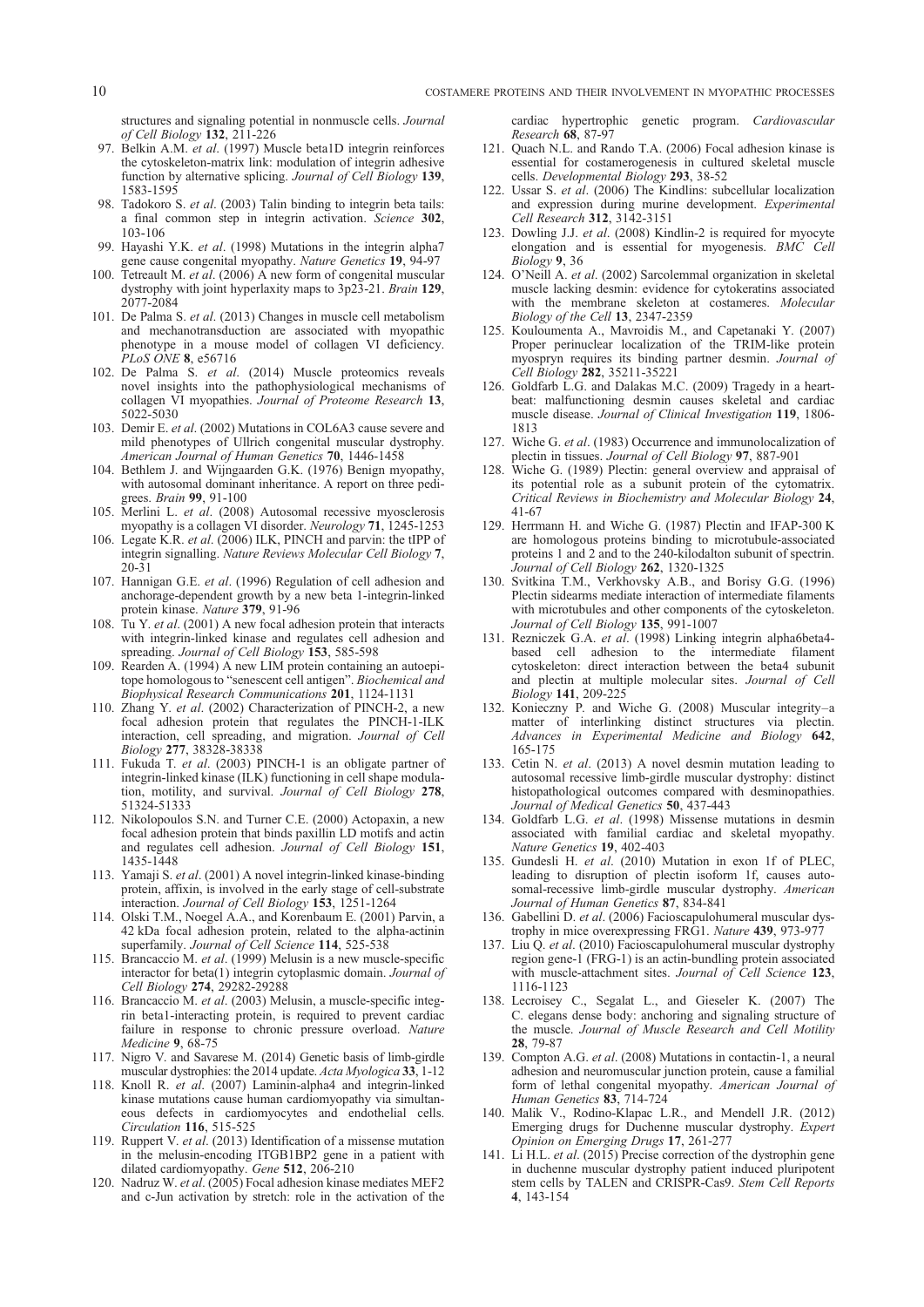structures and signaling potential in nonmuscle cells. *Journal of Cell Biology* **132**, 211-226

97. Belkin A.M. *et al*. (1997) Muscle beta1D integrin reinforces the cytoskeleton-matrix link: modulation of integrin adhesive function by alternative splicing. *Journal of Cell Biology* **139**, 1583-1595
98. Tadokoro S. *et al*. (2003) Talin binding to integrin beta tails: a final common step in integrin activation. *Science* **302**, 103-106
99. Hayashi Y.K. *et al*. (1998) Mutations in the integrin alpha7 gene cause congenital myopathy. *Nature Genetics* **19**, 94-97
100. Tetreault M. *et al*. (2006) A new form of congenital muscular dystrophy with joint hyperlaxity maps to 3p23-21. *Brain* **129**, 2077-2084
101. De Palma S. *et al*. (2013) Changes in muscle cell metabolism and mechanotransduction are associated with myopathic phenotype in a mouse model of collagen VI deficiency. *PLoS ONE* **8**, e56716
102. De Palma S. *et al*. (2014) Muscle proteomics reveals novel insights into the pathophysiological mechanisms of collagen VI myopathies. *Journal of Proteome Research* **13**, 5022-5030
103. Demir E. *et al*. (2002) Mutations in COL6A3 cause severe and mild phenotypes of Ullrich congenital muscular dystrophy. *American Journal of Human Genetics* **70**, 1446-1458
104. Bethlem J. and Wijngaarden G.K. (1976) Benign myopathy, with autosomal dominant inheritance. A report on three pedigrees. *Brain* **99**, 91-100
105. Merlini L. *et al*. (2008) Autosomal recessive myosclerosis myopathy is a collagen VI disorder. *Neurology* **71**, 1245-1253
106. Legate K.R. *et al*. (2006) ILK, PINCH and parvin: the tIPP of integrin signalling. *Nature Reviews Molecular Cell Biology* **7**, 20-31
107. Hannigan G.E. *et al*. (1996) Regulation of cell adhesion and anchorage-dependent growth by a new beta 1-integrin-linked protein kinase. *Nature* **379**, 91-96
108. Tu Y. *et al*. (2001) A new focal adhesion protein that interacts with integrin-linked kinase and regulates cell adhesion and spreading. *Journal of Cell Biology* **153**, 585-598
109. Rearden A. (1994) A new LIM protein containing an autoepitope homologous to "senescent cell antigen". *Biochemical and Biophysical Research Communications* **201**, 1124-1131
110. Zhang Y. *et al*. (2002) Characterization of PINCH-2, a new focal adhesion protein that regulates the PINCH-1-ILK interaction, cell spreading, and migration. *Journal of Cell Biology* **277**, 38328-38338
111. Fukuda T. *et al*. (2003) PINCH-1 is an obligate partner of integrin-linked kinase (ILK) functioning in cell shape modulation, motility, and survival. *Journal of Cell Biology* **278**, 51324-51333
112. Nikolopoulos S.N. and Turner C.E. (2000) Actopaxin, a new focal adhesion protein that binds paxillin LD motifs and actin and regulates cell adhesion. *Journal of Cell Biology* **151**, 1435-1448
113. Yamaji S. *et al*. (2001) A novel integrin-linked kinase-binding protein, affixin, is involved in the early stage of cell-substrate interaction. *Journal of Cell Biology* **153**, 1251-1264
114. Olski T.M., Noegel A.A., and Korenbaum E. (2001) Parvin, a 42 kDa focal adhesion protein, related to the alpha-actinin superfamily. *Journal of Cell Science* **114**, 525-538
115. Brancaccio M. *et al*. (1999) Melusin is a new muscle-specific interactor for beta(1) integrin cytoplasmic domain. *Journal of Cell Biology* **274**, 29282-29288
116. Brancaccio M. *et al*. (2003) Melusin, a muscle-specific integrin beta1-interacting protein, is required to prevent cardiac failure in response to chronic pressure overload. *Nature Medicine* **9**, 68-75
117. Nigro V. and Savarese M. (2014) Genetic basis of limb-girdle muscular dystrophies: the 2014 update. *Acta Myologica* **33**, 1-12
118. Knoll R. *et al*. (2007) Laminin-alpha4 and integrin-linked kinase mutations cause human cardiomyopathy via simultaneous defects in cardiomyocytes and endothelial cells. *Circulation* **116**, 515-525
119. Ruppert V. *et al*. (2013) Identification of a missense mutation in the melusin-encoding ITGB1BP2 gene in a patient with dilated cardiomyopathy. *Gene* **512**, 206-210
120. Nadruz W. *et al*. (2005) Focal adhesion kinase mediates MEF2 and c-Jun activation by stretch: role in the activation of the cardiac hypertrophic genetic program. *Cardiovascular Research* **68**, 87-97
121. Quach N.L. and Rando T.A. (2006) Focal adhesion kinase is essential for costamerogenesis in cultured skeletal muscle cells. *Developmental Biology* **293**, 38-52
122. Ussar S. *et al*. (2006) The Kindlins: subcellular localization and expression during murine development. *Experimental Cell Research* **312**, 3142-3151
123. Dowling J.J. *et al*. (2008) Kindlin-2 is required for myocyte elongation and is essential for myogenesis. *BMC Cell Biology* **9**, 36
124. O'Neill A. *et al*. (2002) Sarcolemmal organization in skeletal muscle lacking desmin: evidence for cytokeratins associated with the membrane skeleton at costameres. *Molecular Biology of the Cell* **13**, 2347-2359
125. Kouloumenta A., Mavroidis M., and Capetanaki Y. (2007) Proper perinuclear localization of the TRIM-like protein myospryn requires its binding partner desmin. *Journal of Cell Biology* **282**, 35211-35221
126. Goldfarb L.G. and Dalakas M.C. (2009) Tragedy in a heartbeat: malfunctioning desmin causes skeletal and cardiac muscle disease. *Journal of Clinical Investigation* **119**, 1806-1813
127. Wiche G. *et al*. (1983) Occurrence and immunolocalization of plectin in tissues. *Journal of Cell Biology* **97**, 887-901
128. Wiche G. (1989) Plectin: general overview and appraisal of its potential role as a subunit protein of the cytomatrix. *Critical Reviews in Biochemistry and Molecular Biology* **24**, 41-67
129. Herrmann H. and Wiche G. (1987) Plectin and IFAP-300 K are homologous proteins binding to microtubule-associated proteins 1 and 2 and to the 240-kilodalton subunit of spectrin. *Journal of Cell Biology* **262**, 1320-1325
130. Svitkina T.M., Verkhovsky A.B., and Borisy G.G. (1996) Plectin sidearms mediate interaction of intermediate filaments with microtubules and other components of the cytoskeleton. *Journal of Cell Biology* **135**, 991-1007
131. Rezniczek G.A. *et al*. (1998) Linking integrin alpha6beta4-based cell adhesion to the intermediate filament cytoskeleton: direct interaction between the beta4 subunit and plectin at multiple molecular sites. *Journal of Cell Biology* **141**, 209-225
132. Konieczny P. and Wiche G. (2008) Muscular integrity–a matter of interlinking distinct structures via plectin. *Advances in Experimental Medicine and Biology* **642**, 165-175
133. Cetin N. *et al*. (2013) A novel desmin mutation leading to autosomal recessive limb-girdle muscular dystrophy: distinct histopathological outcomes compared with desminopathies. *Journal of Medical Genetics* **50**, 437-443
134. Goldfarb L.G. *et al*. (1998) Missense mutations in desmin associated with familial cardiac and skeletal myopathy. *Nature Genetics* **19**, 402-403
135. Gundesli H. *et al*. (2010) Mutation in exon 1f of PLEC, leading to disruption of plectin isoform 1f, causes autosomal-recessive limb-girdle muscular dystrophy. *American Journal of Human Genetics* **87**, 834-841
136. Gabellini D. *et al*. (2006) Facioscapulohumeral muscular dystrophy in mice overexpressing FRG1. *Nature* **439**, 973-977
137. Liu Q. *et al*. (2010) Facioscapulohumeral muscular dystrophy region gene-1 (FRG-1) is an actin-bundling protein associated with muscle-attachment sites. *Journal of Cell Science* **123**, 1116-1123
138. Lecroisey C., Segalat L., and Gieseler K. (2007) The C. elegans dense body: anchoring and signaling structure of the muscle. *Journal of Muscle Research and Cell Motility* **28**, 79-87
139. Compton A.G. *et al*. (2008) Mutations in contactin-1, a neural adhesion and neuromuscular junction protein, cause a familial form of lethal congenital myopathy. *American Journal of Human Genetics* **83**, 714-724
140. Malik V., Rodino-Klapac L.R., and Mendell J.R. (2012) Emerging drugs for Duchenne muscular dystrophy. *Expert Opinion on Emerging Drugs* **17**, 261-277
141. Li H.L. *et al*. (2015) Precise correction of the dystrophin gene in duchenne muscular dystrophy patient induced pluripotent stem cells by TALEN and CRISPR-Cas9. *Stem Cell Reports* **4**, 143-154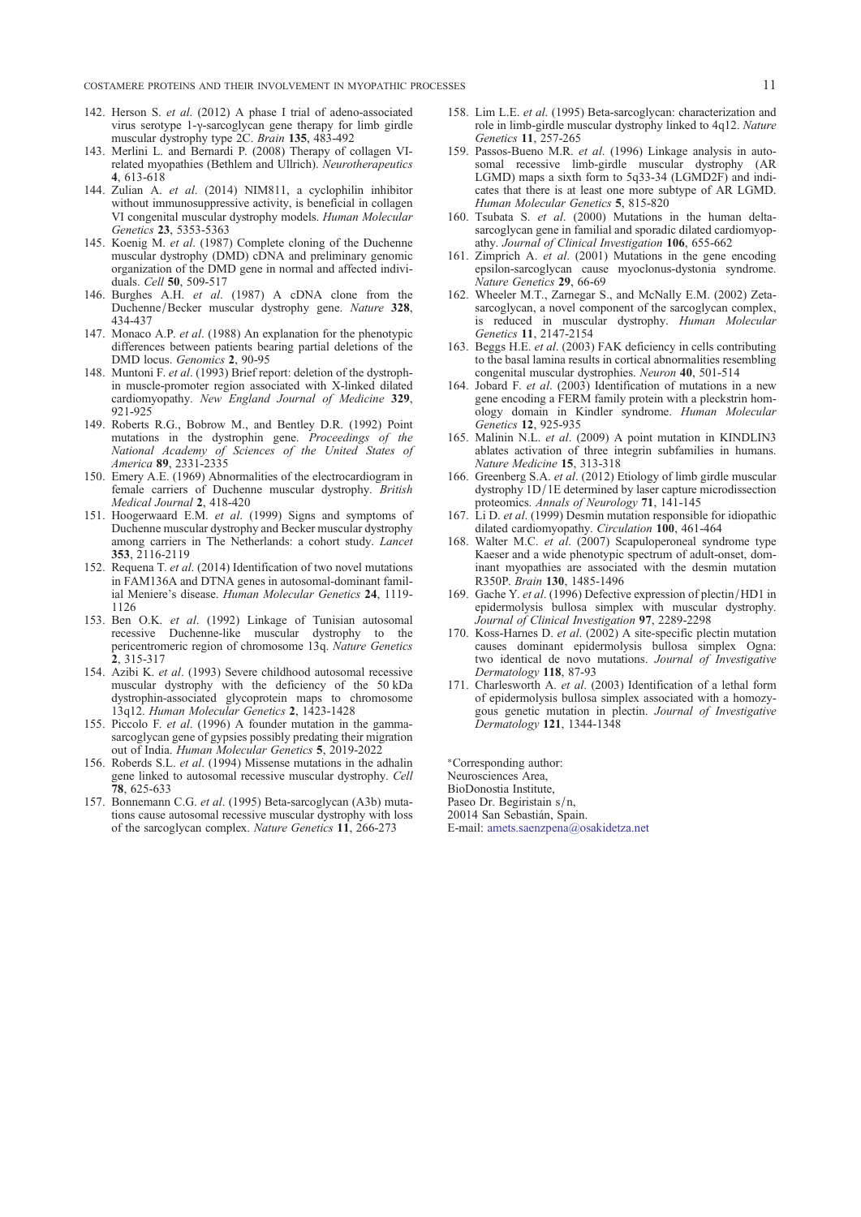142. Herson S. *et al*. (2012) A phase I trial of adeno-associated virus serotype 1-γ-sarcoglycan gene therapy for limb girdle muscular dystrophy type 2C. *Brain* **135**, 483-492
143. Merlini L. and Bernardi P. (2008) Therapy of collagen VI-related myopathies (Bethlem and Ullrich). *Neurotherapeutics* **4**, 613-618
144. Zulian A. *et al*. (2014) NIM811, a cyclophilin inhibitor without immunosuppressive activity, is beneficial in collagen VI congenital muscular dystrophy models. *Human Molecular Genetics* **23**, 5353-5363
145. Koenig M. *et al*. (1987) Complete cloning of the Duchenne muscular dystrophy (DMD) cDNA and preliminary genomic organization of the DMD gene in normal and affected individuals. *Cell* **50**, 509-517
146. Burghes A.H. *et al*. (1987) A cDNA clone from the Duchenne/Becker muscular dystrophy gene. *Nature* **328**, 434-437
147. Monaco A.P. *et al*. (1988) An explanation for the phenotypic differences between patients bearing partial deletions of the DMD locus. *Genomics* **2**, 90-95
148. Muntoni F. *et al*. (1993) Brief report: deletion of the dystrophin muscle-promoter region associated with X-linked dilated cardiomyopathy. *New England Journal of Medicine* **329**, 921-925
149. Roberts R.G., Bobrow M., and Bentley D.R. (1992) Point mutations in the dystrophin gene. *Proceedings of the National Academy of Sciences of the United States of America* **89**, 2331-2335
150. Emery A.E. (1969) Abnormalities of the electrocardiogram in female carriers of Duchenne muscular dystrophy. *British Medical Journal* **2**, 418-420
151. Hoogerwaard E.M. *et al*. (1999) Signs and symptoms of Duchenne muscular dystrophy and Becker muscular dystrophy among carriers in The Netherlands: a cohort study. *Lancet* **353**, 2116-2119
152. Requena T. *et al*. (2014) Identification of two novel mutations in FAM136A and DTNA genes in autosomal-dominant familial Meniere's disease. *Human Molecular Genetics* **24**, 1119-1126
153. Ben O.K. *et al*. (1992) Linkage of Tunisian autosomal recessive Duchenne-like muscular dystrophy to the pericentromeric region of chromosome 13q. *Nature Genetics* **2**, 315-317
154. Azibi K. *et al*. (1993) Severe childhood autosomal recessive muscular dystrophy with the deficiency of the 50 kDa dystrophin-associated glycoprotein maps to chromosome 13q12. *Human Molecular Genetics* **2**, 1423-1428
155. Piccolo F. *et al*. (1996) A founder mutation in the gamma-sarcoglycan gene of gypsies possibly predating their migration out of India. *Human Molecular Genetics* **5**, 2019-2022
156. Roberds S.L. *et al*. (1994) Missense mutations in the adhalin gene linked to autosomal recessive muscular dystrophy. *Cell* **78**, 625-633
157. Bonnemann C.G. *et al*. (1995) Beta-sarcoglycan (A3b) mutations cause autosomal recessive muscular dystrophy with loss of the sarcoglycan complex. *Nature Genetics* **11**, 266-273
158. Lim L.E. *et al*. (1995) Beta-sarcoglycan: characterization and role in limb-girdle muscular dystrophy linked to 4q12. *Nature Genetics* **11**, 257-265
159. Passos-Bueno M.R. *et al*. (1996) Linkage analysis in autosomal recessive limb-girdle muscular dystrophy (AR LGMD) maps a sixth form to 5q33-34 (LGMD2F) and indicates that there is at least one more subtype of AR LGMD. *Human Molecular Genetics* **5**, 815-820
160. Tsubata S. *et al*. (2000) Mutations in the human delta-sarcoglycan gene in familial and sporadic dilated cardiomyopathy. *Journal of Clinical Investigation* **106**, 655-662
161. Zimprich A. *et al*. (2001) Mutations in the gene encoding epsilon-sarcoglycan cause myoclonus-dystonia syndrome. *Nature Genetics* **29**, 66-69
162. Wheeler M.T., Zarnegar S., and McNally E.M. (2002) Zeta-sarcoglycan, a novel component of the sarcoglycan complex, is reduced in muscular dystrophy. *Human Molecular Genetics* **11**, 2147-2154
163. Beggs H.E. *et al*. (2003) FAK deficiency in cells contributing to the basal lamina results in cortical abnormalities resembling congenital muscular dystrophies. *Neuron* **40**, 501-514
164. Jobard F. *et al*. (2003) Identification of mutations in a new gene encoding a FERM family protein with a pleckstrin homology domain in Kindler syndrome. *Human Molecular Genetics* **12**, 925-935
165. Malinin N.L. *et al*. (2009) A point mutation in KINDLIN3 ablates activation of three integrin subfamilies in humans. *Nature Medicine* **15**, 313-318
166. Greenberg S.A. *et al*. (2012) Etiology of limb girdle muscular dystrophy 1D/1E determined by laser capture microdissection proteomics. *Annals of Neurology* **71**, 141-145
167. Li D. *et al*. (1999) Desmin mutation responsible for idiopathic dilated cardiomyopathy. *Circulation* **100**, 461-464
168. Walter M.C. *et al*. (2007) Scapuloperoneal syndrome type Kaeser and a wide phenotypic spectrum of adult-onset, dominant myopathies are associated with the desmin mutation R350P. *Brain* **130**, 1485-1496
169. Gache Y. *et al*. (1996) Defective expression of plectin/HD1 in epidermolysis bullosa simplex with muscular dystrophy. *Journal of Clinical Investigation* **97**, 2289-2298
170. Koss-Harnes D. *et al*. (2002) A site-specific plectin mutation causes dominant epidermolysis bullosa simplex Ogna: two identical de novo mutations. *Journal of Investigative Dermatology* **118**, 87-93
171. Charlesworth A. *et al*. (2003) Identification of a lethal form of epidermolysis bullosa simplex associated with a homozygous genetic mutation in plectin. *Journal of Investigative Dermatology* **121**, 1344-1348

*Corresponding author:
Neurosciences Area,
BioDonostia Institute,
Paseo Dr. Begiristain s/n,
20014 San Sebastián, Spain.
E-mail: amets.saenzpena@osakidetza.net